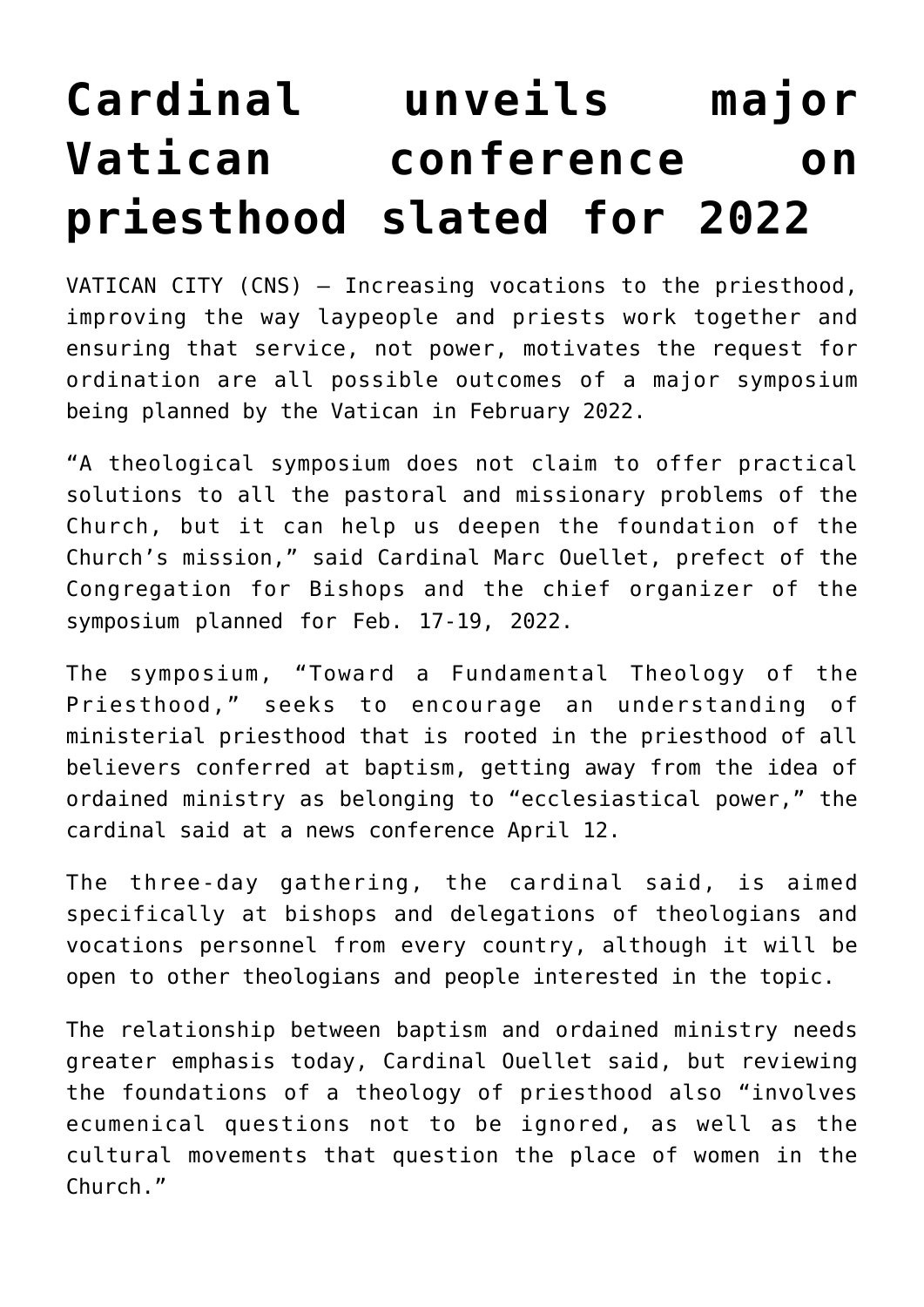# Cardinal unveils major Vatican conference on priesthood slated for 2022

VATICAN CITY (CNS) — Increasing vocations to the priesthood, improving the way laypeople and priests work together and ensuring that service, not power, motivates the request for ordination are all possible outcomes of a major symposium being planned by the Vatican in February 2022.

"A theological symposium does not claim to offer practical solutions to all the pastoral and missionary problems of the Church, but it can help us deepen the foundation of the Church's mission," said Cardinal Marc Ouellet, prefect of the Congregation for Bishops and the chief organizer of the symposium planned for Feb. 17-19, 2022.

The symposium, "Toward a Fundamental Theology of the Priesthood," seeks to encourage an understanding of ministerial priesthood that is rooted in the priesthood of all believers conferred at baptism, getting away from the idea of ordained ministry as belonging to "ecclesiastical power," the cardinal said at a news conference April 12.

The three-day gathering, the cardinal said, is aimed specifically at bishops and delegations of theologians and vocations personnel from every country, although it will be open to other theologians and people interested in the topic.

The relationship between baptism and ordained ministry needs greater emphasis today, Cardinal Ouellet said, but reviewing the foundations of a theology of priesthood also "involves ecumenical questions not to be ignored, as well as the cultural movements that question the place of women in the Church."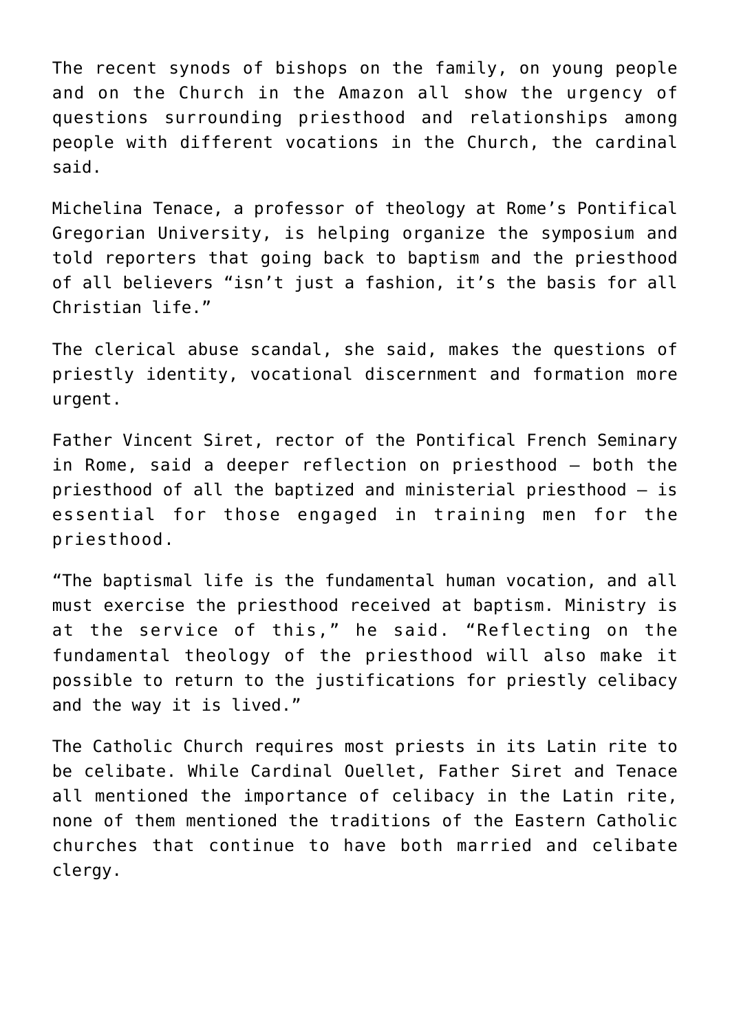The recent synods of bishops on the family, on young people and on the Church in the Amazon all show the urgency of questions surrounding priesthood and relationships among people with different vocations in the Church, the cardinal said.

Michelina Tenace, a professor of theology at Rome's Pontifical Gregorian University, is helping organize the symposium and told reporters that going back to baptism and the priesthood of all believers "isn't just a fashion, it's the basis for all Christian life."

The clerical abuse scandal, she said, makes the questions of priestly identity, vocational discernment and formation more urgent.

Father Vincent Siret, rector of the Pontifical French Seminary in Rome, said a deeper reflection on priesthood — both the priesthood of all the baptized and ministerial priesthood — is essential for those engaged in training men for the priesthood.

"The baptismal life is the fundamental human vocation, and all must exercise the priesthood received at baptism. Ministry is at the service of this," he said. "Reflecting on the fundamental theology of the priesthood will also make it possible to return to the justifications for priestly celibacy and the way it is lived."

The Catholic Church requires most priests in its Latin rite to be celibate. While Cardinal Ouellet, Father Siret and Tenace all mentioned the importance of celibacy in the Latin rite, none of them mentioned the traditions of the Eastern Catholic churches that continue to have both married and celibate clergy.